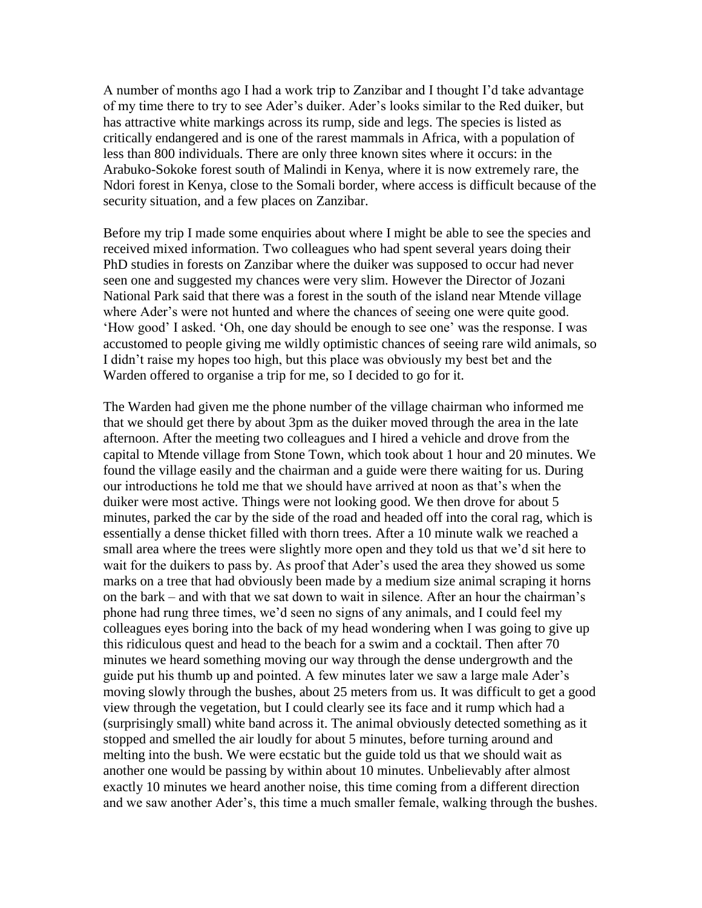A number of months ago I had a work trip to Zanzibar and I thought I'd take advantage of my time there to try to see Ader's duiker. Ader's looks similar to the Red duiker, but has attractive white markings across its rump, side and legs. The species is listed as critically endangered and is one of the rarest mammals in Africa, with a population of less than 800 individuals. There are only three known sites where it occurs: in the Arabuko-Sokoke forest south of Malindi in Kenya, where it is now extremely rare, the Ndori forest in Kenya, close to the Somali border, where access is difficult because of the security situation, and a few places on Zanzibar.

Before my trip I made some enquiries about where I might be able to see the species and received mixed information. Two colleagues who had spent several years doing their PhD studies in forests on Zanzibar where the duiker was supposed to occur had never seen one and suggested my chances were very slim. However the Director of Jozani National Park said that there was a forest in the south of the island near Mtende village where Ader's were not hunted and where the chances of seeing one were quite good. 'How good' I asked. 'Oh, one day should be enough to see one' was the response. I was accustomed to people giving me wildly optimistic chances of seeing rare wild animals, so I didn't raise my hopes too high, but this place was obviously my best bet and the Warden offered to organise a trip for me, so I decided to go for it.

The Warden had given me the phone number of the village chairman who informed me that we should get there by about 3pm as the duiker moved through the area in the late afternoon. After the meeting two colleagues and I hired a vehicle and drove from the capital to Mtende village from Stone Town, which took about 1 hour and 20 minutes. We found the village easily and the chairman and a guide were there waiting for us. During our introductions he told me that we should have arrived at noon as that's when the duiker were most active. Things were not looking good. We then drove for about 5 minutes, parked the car by the side of the road and headed off into the coral rag, which is essentially a dense thicket filled with thorn trees. After a 10 minute walk we reached a small area where the trees were slightly more open and they told us that we'd sit here to wait for the duikers to pass by. As proof that Ader's used the area they showed us some marks on a tree that had obviously been made by a medium size animal scraping it horns on the bark – and with that we sat down to wait in silence. After an hour the chairman's phone had rung three times, we'd seen no signs of any animals, and I could feel my colleagues eyes boring into the back of my head wondering when I was going to give up this ridiculous quest and head to the beach for a swim and a cocktail. Then after 70 minutes we heard something moving our way through the dense undergrowth and the guide put his thumb up and pointed. A few minutes later we saw a large male Ader's moving slowly through the bushes, about 25 meters from us. It was difficult to get a good view through the vegetation, but I could clearly see its face and it rump which had a (surprisingly small) white band across it. The animal obviously detected something as it stopped and smelled the air loudly for about 5 minutes, before turning around and melting into the bush. We were ecstatic but the guide told us that we should wait as another one would be passing by within about 10 minutes. Unbelievably after almost exactly 10 minutes we heard another noise, this time coming from a different direction and we saw another Ader's, this time a much smaller female, walking through the bushes.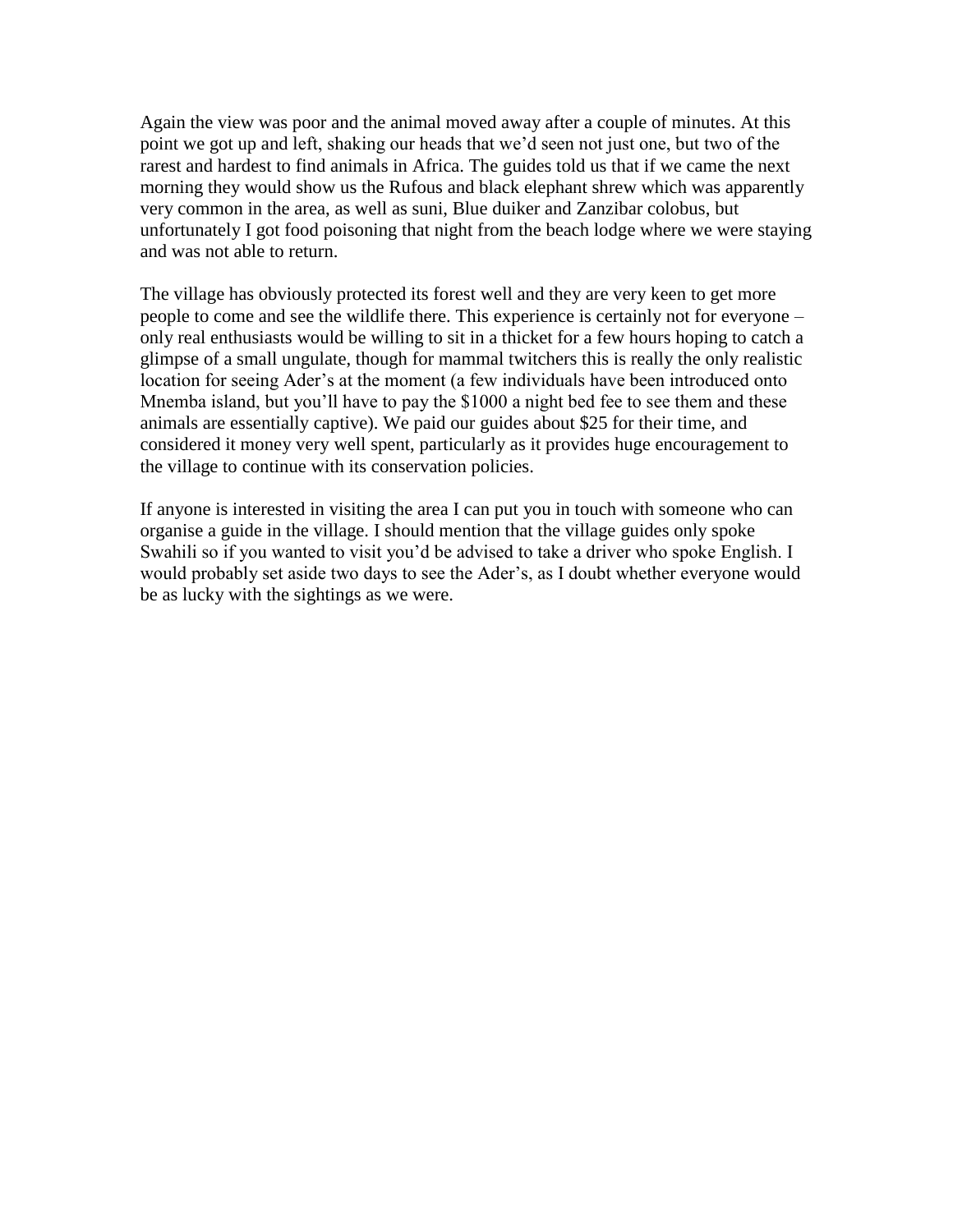Again the view was poor and the animal moved away after a couple of minutes. At this point we got up and left, shaking our heads that we'd seen not just one, but two of the rarest and hardest to find animals in Africa. The guides told us that if we came the next morning they would show us the Rufous and black elephant shrew which was apparently very common in the area, as well as suni, Blue duiker and Zanzibar colobus, but unfortunately I got food poisoning that night from the beach lodge where we were staying and was not able to return.

The village has obviously protected its forest well and they are very keen to get more people to come and see the wildlife there. This experience is certainly not for everyone – only real enthusiasts would be willing to sit in a thicket for a few hours hoping to catch a glimpse of a small ungulate, though for mammal twitchers this is really the only realistic location for seeing Ader's at the moment (a few individuals have been introduced onto Mnemba island, but you'll have to pay the $1000 a night bed fee to see them and these animals are essentially captive). We paid our guides about $25 for their time, and considered it money very well spent, particularly as it provides huge encouragement to the village to continue with its conservation policies.

If anyone is interested in visiting the area I can put you in touch with someone who can organise a guide in the village. I should mention that the village guides only spoke Swahili so if you wanted to visit you'd be advised to take a driver who spoke English. I would probably set aside two days to see the Ader's, as I doubt whether everyone would be as lucky with the sightings as we were.